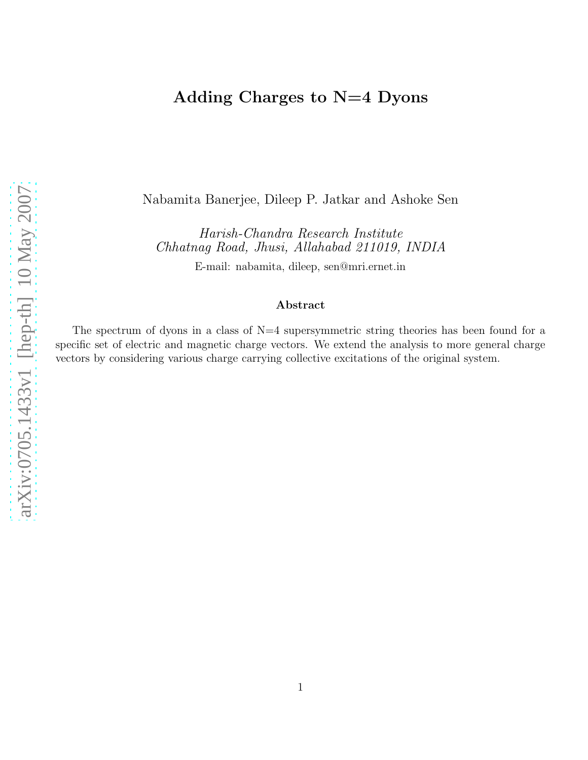# Adding Charges to N=4 Dyons

Nabamita Banerjee, Dileep P. Jatkar and Ashoke Sen

*Harish-Chandra Research Institute*
*Chhatnag Road, Jhusi, Allahabad 211019, INDIA*

E-mail: nabamita, dileep, sen@mri.ernet.in

## Abstract

The spectrum of dyons in a class of N=4 supersymmetric string theories has been found for a specific set of electric and magnetic charge vectors. We extend the analysis to more general charge vectors by considering various charge carrying collective excitations of the original system.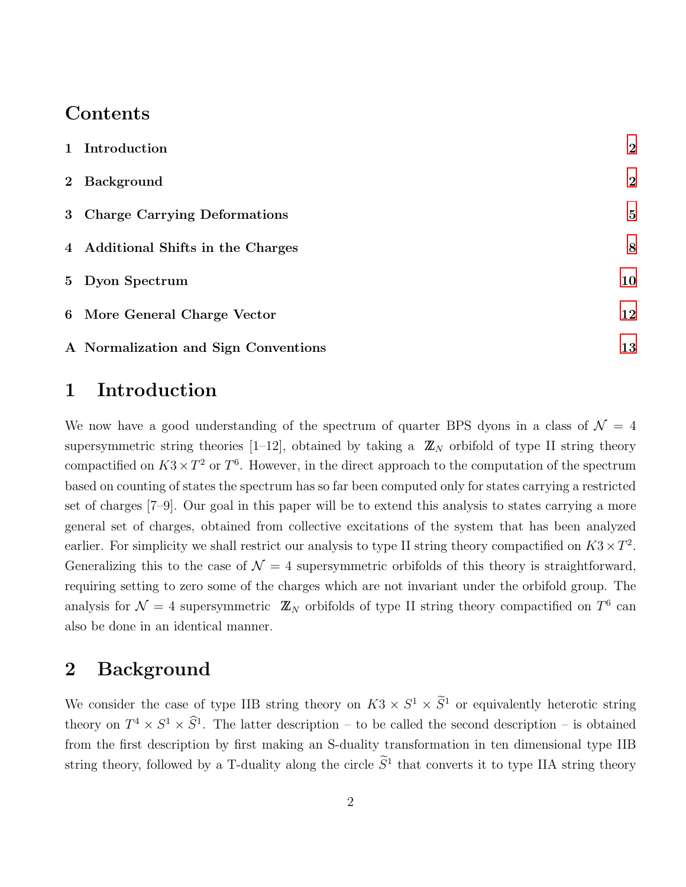# Contents

| | |
|---|---|
| **1 Introduction** | **2** |
| **2 Background** | **2** |
| **3 Charge Carrying Deformations** | **5** |
| **4 Additional Shifts in the Charges** | **8** |
| **5 Dyon Spectrum** | **10** |
| **6 More General Charge Vector** | **12** |
| **A Normalization and Sign Conventions** | **13** |

# 1 Introduction

We now have a good understanding of the spectrum of quarter BPS dyons in a class of $\mathcal{N} = 4$ supersymmetric string theories [1–12], obtained by taking a $\mathbb{Z}_N$ orbifold of type II string theory compactified on $K3 \times T^2$ or $T^6$. However, in the direct approach to the computation of the spectrum based on counting of states the spectrum has so far been computed only for states carrying a restricted set of charges [7–9]. Our goal in this paper will be to extend this analysis to states carrying a more general set of charges, obtained from collective excitations of the system that has been analyzed earlier. For simplicity we shall restrict our analysis to type II string theory compactified on $K3 \times T^2$. Generalizing this to the case of $\mathcal{N} = 4$ supersymmetric orbifolds of this theory is straightforward, requiring setting to zero some of the charges which are not invariant under the orbifold group. The analysis for $\mathcal{N} = 4$ supersymmetric $\mathbb{Z}_N$ orbifolds of type II string theory compactified on $T^6$ can also be done in an identical manner.

# 2 Background

We consider the case of type IIB string theory on $K3 \times S^1 \times \widetilde{S}^1$ or equivalently heterotic string theory on $T^4 \times S^1 \times \widehat{S}^1$. The latter description – to be called the second description – is obtained from the first description by first making an S-duality transformation in ten dimensional type IIB string theory, followed by a T-duality along the circle $\widetilde{S}^1$ that converts it to type IIA string theory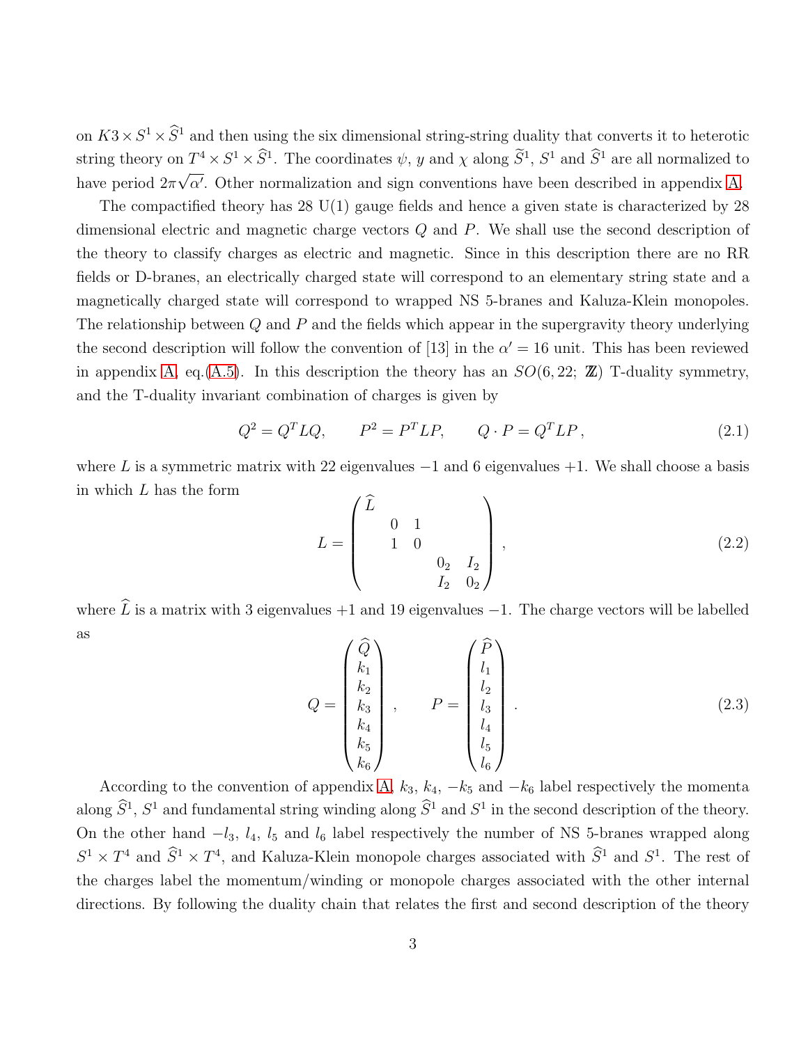on $K3 \times S^1 \times \widehat{S}^1$ and then using the six dimensional string-string duality that converts it to heterotic string theory on $T^4 \times S^1 \times \widehat{S}^1$. The coordinates $\psi$, $y$ and $\chi$ along $\widetilde{S}^1$, $S^1$ and $\widehat{S}^1$ are all normalized to have period $2\pi\sqrt{\alpha'}$. Other normalization and sign conventions have been described in appendix A.

The compactified theory has 28 U(1) gauge fields and hence a given state is characterized by 28 dimensional electric and magnetic charge vectors $Q$ and $P$. We shall use the second description of the theory to classify charges as electric and magnetic. Since in this description there are no RR fields or D-branes, an electrically charged state will correspond to an elementary string state and a magnetically charged state will correspond to wrapped NS 5-branes and Kaluza-Klein monopoles. The relationship between $Q$ and $P$ and the fields which appear in the supergravity theory underlying the second description will follow the convention of [13] in the $\alpha' = 16$ unit. This has been reviewed in appendix A, eq.(A.5). In this description the theory has an $SO(6, 22; \mathbb{Z})$ T-duality symmetry, and the T-duality invariant combination of charges is given by

$$Q^2 = Q^T L Q, \qquad P^2 = P^T L P, \qquad Q \cdot P = Q^T L P \,, \tag{2.1}$$

where $L$ is a symmetric matrix with 22 eigenvalues $-1$ and 6 eigenvalues $+1$. We shall choose a basis in which $L$ has the form

$$L = \begin{pmatrix} \widehat{L} & & & & \\ & 0 & 1 & & \\ & 1 & 0 & & \\ & & & 0_2 & I_2 \\ & & & I_2 & 0_2 \end{pmatrix}, \tag{2.2}$$

where $\widehat{L}$ is a matrix with 3 eigenvalues $+1$ and 19 eigenvalues $-1$. The charge vectors will be labelled as

$$Q = \begin{pmatrix} \widehat{Q} \\ k_1 \\ k_2 \\ k_3 \\ k_4 \\ k_5 \\ k_6 \end{pmatrix}, \qquad P = \begin{pmatrix} \widehat{P} \\ l_1 \\ l_2 \\ l_3 \\ l_4 \\ l_5 \\ l_6 \end{pmatrix}. \tag{2.3}$$

According to the convention of appendix A, $k_3$, $k_4$, $-k_5$ and $-k_6$ label respectively the momenta along $\widehat{S}^1$, $S^1$ and fundamental string winding along $\widehat{S}^1$ and $S^1$ in the second description of the theory. On the other hand $-l_3$, $l_4$, $l_5$ and $l_6$ label respectively the number of NS 5-branes wrapped along $S^1 \times T^4$ and $\widehat{S}^1 \times T^4$, and Kaluza-Klein monopole charges associated with $\widehat{S}^1$ and $S^1$. The rest of the charges label the momentum/winding or monopole charges associated with the other internal directions. By following the duality chain that relates the first and second description of the theory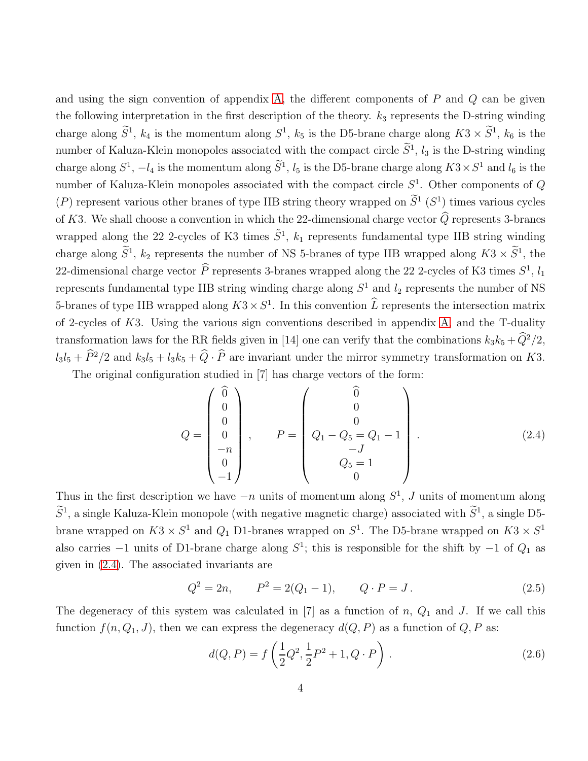and using the sign convention of appendix A, the different components of $P$ and $Q$ can be given the following interpretation in the first description of the theory. $k_3$ represents the D-string winding charge along $\widetilde{S}^1$, $k_4$ is the momentum along $S^1$, $k_5$ is the D5-brane charge along $K3 \times \widetilde{S}^1$, $k_6$ is the number of Kaluza-Klein monopoles associated with the compact circle $\widetilde{S}^1$, $l_3$ is the D-string winding charge along $S^1$, $-l_4$ is the momentum along $\widetilde{S}^1$, $l_5$ is the D5-brane charge along $K3 \times S^1$ and $l_6$ is the number of Kaluza-Klein monopoles associated with the compact circle $S^1$. Other components of $Q$ ($P$) represent various other branes of type IIB string theory wrapped on $\widetilde{S}^1$ ($S^1$) times various cycles of $K3$. We shall choose a convention in which the 22-dimensional charge vector $\widehat{Q}$ represents 3-branes wrapped along the 22 2-cycles of K3 times $\tilde{S}^1$, $k_1$ represents fundamental type IIB string winding charge along $\widetilde{S}^1$, $k_2$ represents the number of NS 5-branes of type IIB wrapped along $K3 \times \widetilde{S}^1$, the 22-dimensional charge vector $\widehat{P}$ represents 3-branes wrapped along the 22 2-cycles of K3 times $S^1$, $l_1$ represents fundamental type IIB string winding charge along $S^1$ and $l_2$ represents the number of NS 5-branes of type IIB wrapped along $K3 \times S^1$. In this convention $\widehat{L}$ represents the intersection matrix of 2-cycles of $K3$. Using the various sign conventions described in appendix A, and the T-duality transformation laws for the RR fields given in [14] one can verify that the combinations $k_3k_5 + \widehat{Q}^2/2$, $l_3l_5 + \widehat{P}^2/2$ and $k_3l_5 + l_3k_5 + \widehat{Q} \cdot \widehat{P}$ are invariant under the mirror symmetry transformation on $K3$.

The original configuration studied in [7] has charge vectors of the form:

$$
Q = \begin{pmatrix} \widehat{0} \\ 0 \\ 0 \\ 0 \\ -n \\ 0 \\ -1 \end{pmatrix}, \qquad P = \begin{pmatrix} \widehat{0} \\ 0 \\ 0 \\ Q_1 - Q_5 = Q_1 - 1 \\ -J \\ Q_5 = 1 \\ 0 \end{pmatrix}. \tag{2.4}
$$

Thus in the first description we have $-n$ units of momentum along $S^1$, $J$ units of momentum along $\widetilde{S}^1$, a single Kaluza-Klein monopole (with negative magnetic charge) associated with $\widetilde{S}^1$, a single D5-brane wrapped on $K3 \times S^1$ and $Q_1$ D1-branes wrapped on $S^1$. The D5-brane wrapped on $K3 \times S^1$ also carries $-1$ units of D1-brane charge along $S^1$; this is responsible for the shift by $-1$ of $Q_1$ as given in (2.4). The associated invariants are

$$
Q^2 = 2n, \qquad P^2 = 2(Q_1 - 1), \qquad Q \cdot P = J \,. \tag{2.5}
$$

The degeneracy of this system was calculated in [7] as a function of $n$, $Q_1$ and $J$. If we call this function $f(n, Q_1, J)$, then we can express the degeneracy $d(Q, P)$ as a function of $Q, P$ as:

$$
d(Q, P) = f\left(\frac{1}{2}Q^2, \frac{1}{2}P^2 + 1, Q \cdot P\right). \tag{2.6}
$$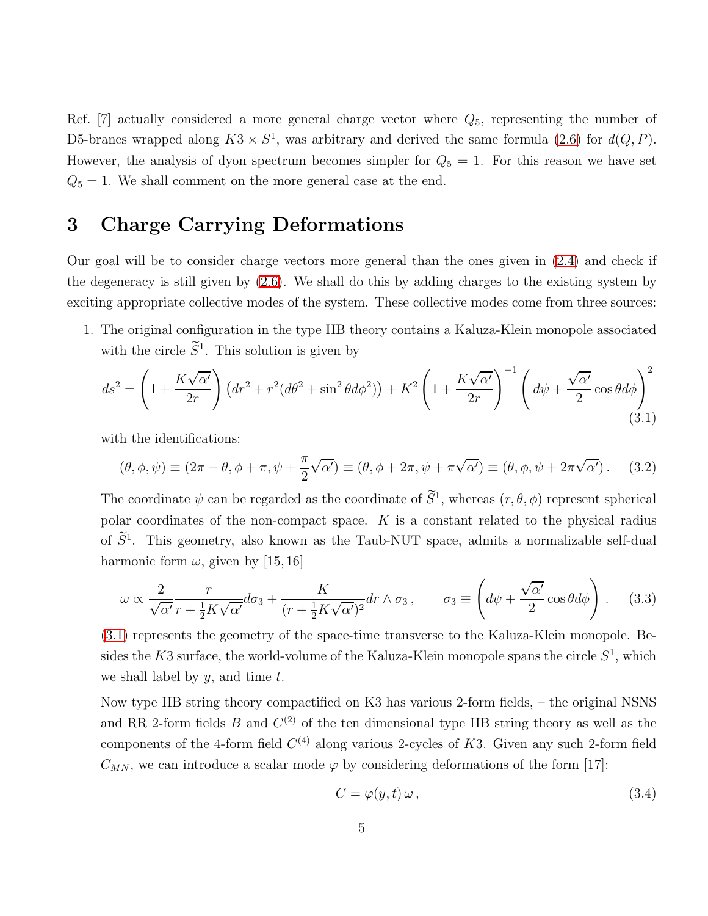Ref. [7] actually considered a more general charge vector where $Q_5$, representing the number of D5-branes wrapped along $K3 \times S^1$, was arbitrary and derived the same formula (2.6) for $d(Q, P)$. However, the analysis of dyon spectrum becomes simpler for $Q_5 = 1$. For this reason we have set $Q_5 = 1$. We shall comment on the more general case at the end.

# 3 Charge Carrying Deformations

Our goal will be to consider charge vectors more general than the ones given in (2.4) and check if the degeneracy is still given by (2.6). We shall do this by adding charges to the existing system by exciting appropriate collective modes of the system. These collective modes come from three sources:

1. The original configuration in the type IIB theory contains a Kaluza-Klein monopole associated with the circle $\widetilde{S}^1$. This solution is given by

$$ds^2 = \left(1 + \frac{K\sqrt{\alpha'}}{2r}\right)\left(dr^2 + r^2(d\theta^2 + \sin^2\theta d\phi^2)\right) + K^2\left(1 + \frac{K\sqrt{\alpha'}}{2r}\right)^{-1}\left(d\psi + \frac{\sqrt{\alpha'}}{2}\cos\theta d\phi\right)^2 \tag{3.1}$$

   with the identifications:

$$(\theta, \phi, \psi) \equiv (2\pi - \theta, \phi + \pi, \psi + \frac{\pi}{2}\sqrt{\alpha'}) \equiv (\theta, \phi + 2\pi, \psi + \pi\sqrt{\alpha'}) \equiv (\theta, \phi, \psi + 2\pi\sqrt{\alpha'}) \,. \tag{3.2}$$

   The coordinate $\psi$ can be regarded as the coordinate of $\widetilde{S}^1$, whereas $(r, \theta, \phi)$ represent spherical polar coordinates of the non-compact space. $K$ is a constant related to the physical radius of $\widetilde{S}^1$. This geometry, also known as the Taub-NUT space, admits a normalizable self-dual harmonic form $\omega$, given by [15, 16]

$$\omega \propto \frac{2}{\sqrt{\alpha'}}\frac{r}{r + \frac{1}{2}K\sqrt{\alpha'}}d\sigma_3 + \frac{K}{(r + \frac{1}{2}K\sqrt{\alpha'})^2}dr \wedge \sigma_3 \,, \qquad \sigma_3 \equiv \left(d\psi + \frac{\sqrt{\alpha'}}{2}\cos\theta d\phi\right) \,. \tag{3.3}$$

   (3.1) represents the geometry of the space-time transverse to the Kaluza-Klein monopole. Besides the $K3$ surface, the world-volume of the Kaluza-Klein monopole spans the circle $S^1$, which we shall label by $y$, and time $t$.

   Now type IIB string theory compactified on K3 has various 2-form fields, – the original NSNS and RR 2-form fields $B$ and $C^{(2)}$ of the ten dimensional type IIB string theory as well as the components of the 4-form field $C^{(4)}$ along various 2-cycles of $K3$. Given any such 2-form field $C_{MN}$, we can introduce a scalar mode $\varphi$ by considering deformations of the form [17]:

$$C = \varphi(y, t)\, \omega \,, \tag{3.4}$$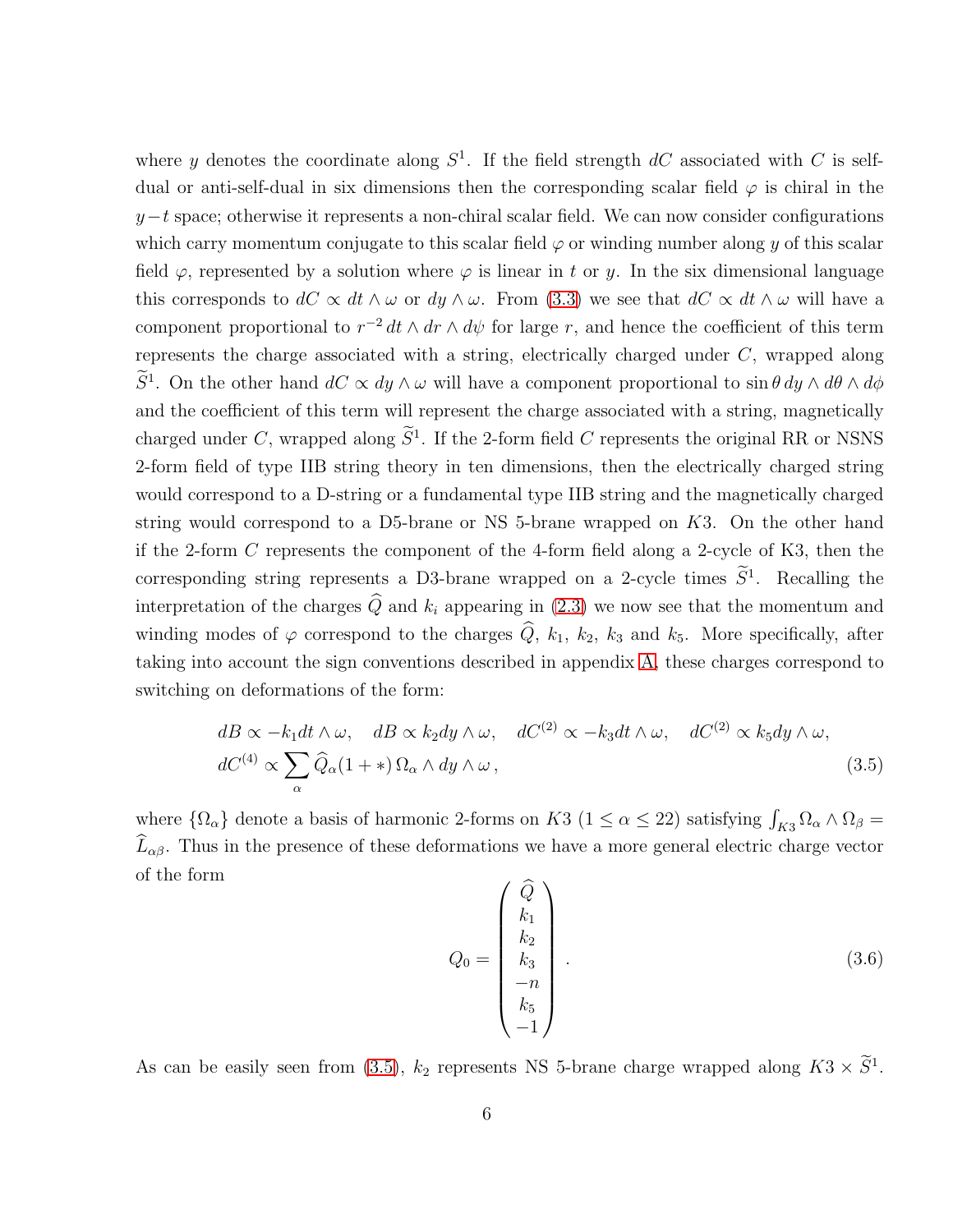where $y$ denotes the coordinate along $S^1$. If the field strength $dC$ associated with $C$ is self-dual or anti-self-dual in six dimensions then the corresponding scalar field $\varphi$ is chiral in the $y-t$ space; otherwise it represents a non-chiral scalar field. We can now consider configurations which carry momentum conjugate to this scalar field $\varphi$ or winding number along $y$ of this scalar field $\varphi$, represented by a solution where $\varphi$ is linear in $t$ or $y$. In the six dimensional language this corresponds to $dC \propto dt \wedge \omega$ or $dy \wedge \omega$. From (3.3) we see that $dC \propto dt \wedge \omega$ will have a component proportional to $r^{-2}\, dt \wedge dr \wedge d\psi$ for large $r$, and hence the coefficient of this term represents the charge associated with a string, electrically charged under $C$, wrapped along $\widetilde{S}^1$. On the other hand $dC \propto dy \wedge \omega$ will have a component proportional to $\sin\theta\, dy \wedge d\theta \wedge d\phi$ and the coefficient of this term will represent the charge associated with a string, magnetically charged under $C$, wrapped along $\widetilde{S}^1$. If the 2-form field $C$ represents the original RR or NSNS 2-form field of type IIB string theory in ten dimensions, then the electrically charged string would correspond to a D-string or a fundamental type IIB string and the magnetically charged string would correspond to a D5-brane or NS 5-brane wrapped on $K3$. On the other hand if the 2-form $C$ represents the component of the 4-form field along a 2-cycle of K3, then the corresponding string represents a D3-brane wrapped on a 2-cycle times $\widetilde{S}^1$. Recalling the interpretation of the charges $\widehat{Q}$ and $k_i$ appearing in (2.3) we now see that the momentum and winding modes of $\varphi$ correspond to the charges $\widehat{Q}$, $k_1$, $k_2$, $k_3$ and $k_5$. More specifically, after taking into account the sign conventions described in appendix A, these charges correspond to switching on deformations of the form:

$$
\begin{aligned}
&dB \propto -k_1 dt \wedge \omega, \quad dB \propto k_2 dy \wedge \omega, \quad dC^{(2)} \propto -k_3 dt \wedge \omega, \quad dC^{(2)} \propto k_5 dy \wedge \omega, \\
&dC^{(4)} \propto \sum_\alpha \widehat{Q}_\alpha (1+*)\, \Omega_\alpha \wedge dy \wedge \omega\,,
\end{aligned}
\tag{3.5}
$$

where $\{\Omega_\alpha\}$ denote a basis of harmonic 2-forms on $K3$ ($1 \le \alpha \le 22$) satisfying $\int_{K3} \Omega_\alpha \wedge \Omega_\beta = \widehat{L}_{\alpha\beta}$. Thus in the presence of these deformations we have a more general electric charge vector of the form

$$
Q_0 = \begin{pmatrix} \widehat{Q} \\ k_1 \\ k_2 \\ k_3 \\ -n \\ k_5 \\ -1 \end{pmatrix} . \tag{3.6}
$$

As can be easily seen from (3.5), $k_2$ represents NS 5-brane charge wrapped along $K3 \times \widetilde{S}^1$.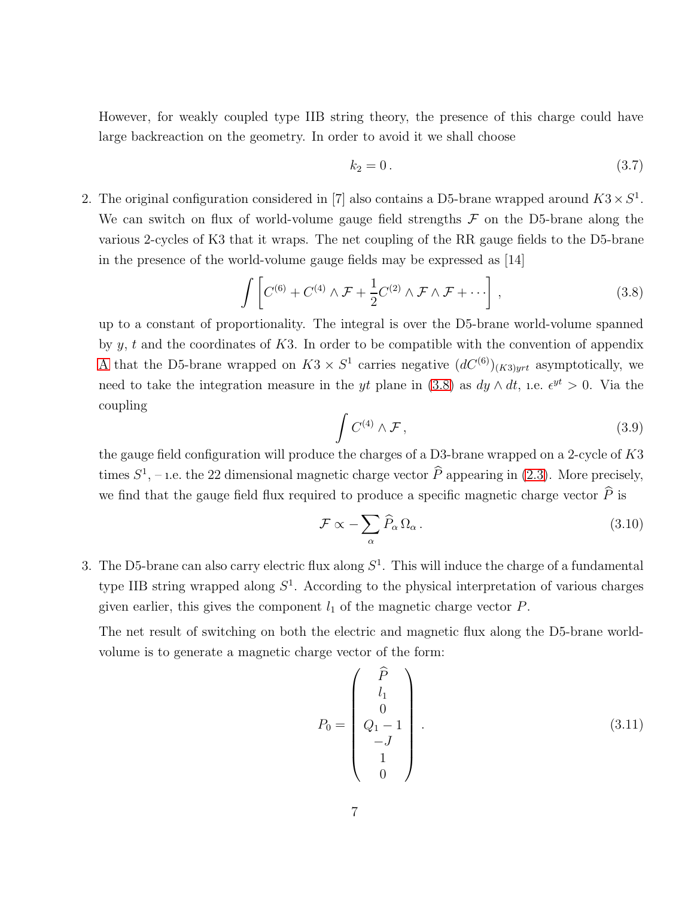However, for weakly coupled type IIB string theory, the presence of this charge could have large backreaction on the geometry. In order to avoid it we shall choose

$$k_2 = 0\,. \tag{3.7}$$

2. The original configuration considered in [7] also contains a D5-brane wrapped around $K3\times S^1$. We can switch on flux of world-volume gauge field strengths $\mathcal{F}$ on the D5-brane along the various 2-cycles of K3 that it wraps. The net coupling of the RR gauge fields to the D5-brane in the presence of the world-volume gauge fields may be expressed as [14]

$$\int \left[ C^{(6)} + C^{(4)}\wedge \mathcal{F} + \frac{1}{2} C^{(2)}\wedge \mathcal{F}\wedge\mathcal{F} + \cdots \right], \tag{3.8}$$

up to a constant of proportionality. The integral is over the D5-brane world-volume spanned by $y$, $t$ and the coordinates of $K3$. In order to be compatible with the convention of appendix A that the D5-brane wrapped on $K3 \times S^1$ carries negative $(dC^{(6)})_{(K3)yrt}$ asymptotically, we need to take the integration measure in the $yt$ plane in (3.8) as $dy\wedge dt$, i.e. $\epsilon^{yt}>0$. Via the coupling

$$\int C^{(4)}\wedge \mathcal{F}\,, \tag{3.9}$$

the gauge field configuration will produce the charges of a D3-brane wrapped on a 2-cycle of $K3$ times $S^1$, – i.e. the 22 dimensional magnetic charge vector $\widehat{P}$ appearing in (2.3). More precisely, we find that the gauge field flux required to produce a specific magnetic charge vector $\widehat{P}$ is

$$\mathcal{F} \propto -\sum_\alpha \widehat{P}_\alpha\,\Omega_\alpha\,. \tag{3.10}$$

3. The D5-brane can also carry electric flux along $S^1$. This will induce the charge of a fundamental type IIB string wrapped along $S^1$. According to the physical interpretation of various charges given earlier, this gives the component $l_1$ of the magnetic charge vector $P$.

   The net result of switching on both the electric and magnetic flux along the D5-brane world-volume is to generate a magnetic charge vector of the form:

$$P_0 = \begin{pmatrix} \widehat{P} \\ l_1 \\ 0 \\ Q_1 - 1 \\ -J \\ 1 \\ 0 \end{pmatrix}. \tag{3.11}$$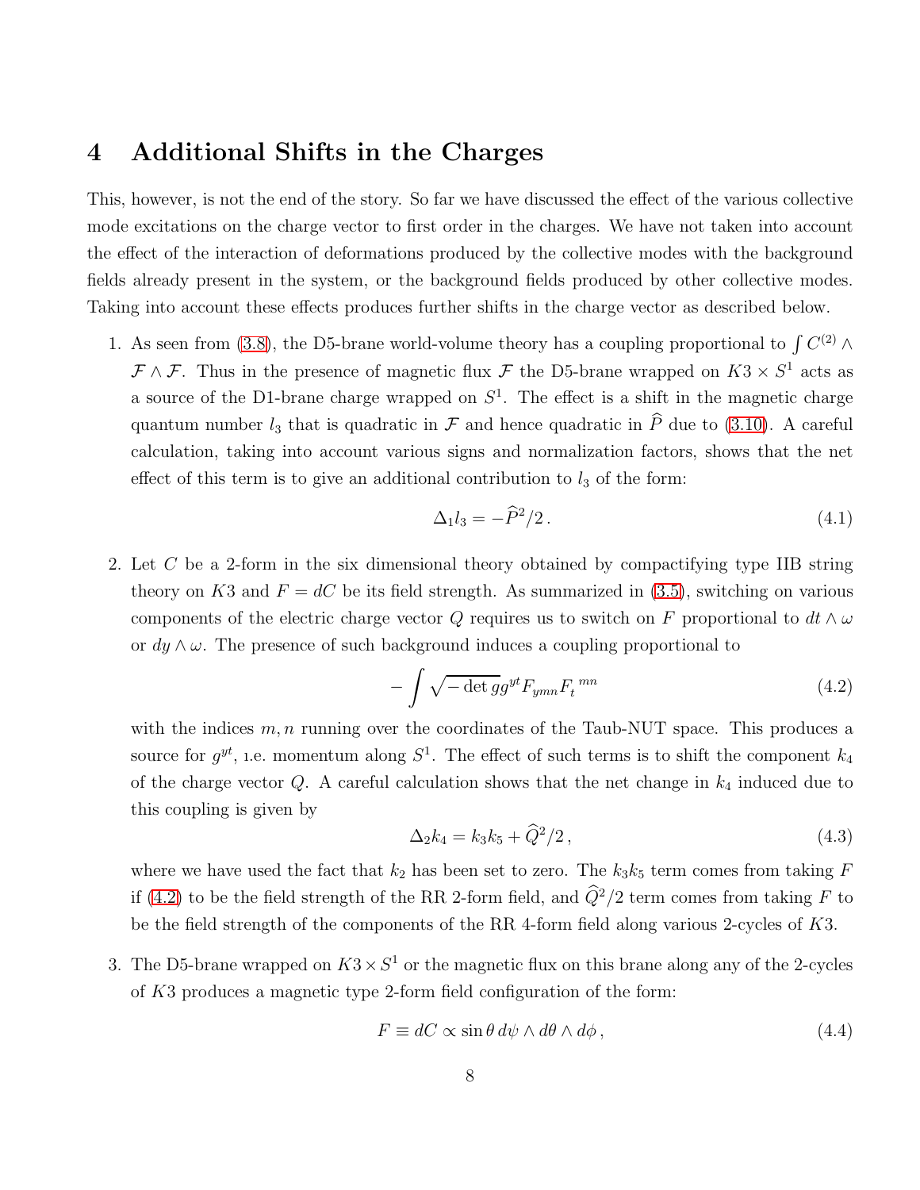# 4 Additional Shifts in the Charges

This, however, is not the end of the story. So far we have discussed the effect of the various collective mode excitations on the charge vector to first order in the charges. We have not taken into account the effect of the interaction of deformations produced by the collective modes with the background fields already present in the system, or the background fields produced by other collective modes. Taking into account these effects produces further shifts in the charge vector as described below.

1. As seen from (3.8), the D5-brane world-volume theory has a coupling proportional to $\int C^{(2)} \wedge \mathcal{F} \wedge \mathcal{F}$. Thus in the presence of magnetic flux $\mathcal{F}$ the D5-brane wrapped on $K3 \times S^1$ acts as a source of the D1-brane charge wrapped on $S^1$. The effect is a shift in the magnetic charge quantum number $l_3$ that is quadratic in $\mathcal{F}$ and hence quadratic in $\widehat{P}$ due to (3.10). A careful calculation, taking into account various signs and normalization factors, shows that the net effect of this term is to give an additional contribution to $l_3$ of the form:
$$\Delta_1 l_3 = -\widehat{P}^2/2 \,. \tag{4.1}$$

2. Let $C$ be a 2-form in the six dimensional theory obtained by compactifying type IIB string theory on $K3$ and $F = dC$ be its field strength. As summarized in (3.5), switching on various components of the electric charge vector $Q$ requires us to switch on $F$ proportional to $dt \wedge \omega$ or $dy \wedge \omega$. The presence of such background induces a coupling proportional to
$$-\int \sqrt{-\det g}\, g^{yt} F_{ymn} F_t{}^{mn} \tag{4.2}$$
with the indices $m, n$ running over the coordinates of the Taub-NUT space. This produces a source for $g^{yt}$, i.e. momentum along $S^1$. The effect of such terms is to shift the component $k_4$ of the charge vector $Q$. A careful calculation shows that the net change in $k_4$ induced due to this coupling is given by
$$\Delta_2 k_4 = k_3 k_5 + \widehat{Q}^2/2 \,, \tag{4.3}$$
where we have used the fact that $k_2$ has been set to zero. The $k_3 k_5$ term comes from taking $F$ if (4.2) to be the field strength of the RR 2-form field, and $\widehat{Q}^2/2$ term comes from taking $F$ to be the field strength of the components of the RR 4-form field along various 2-cycles of $K3$.

3. The D5-brane wrapped on $K3 \times S^1$ or the magnetic flux on this brane along any of the 2-cycles of $K3$ produces a magnetic type 2-form field configuration of the form:
$$F \equiv dC \propto \sin\theta\, d\psi \wedge d\theta \wedge d\phi \,, \tag{4.4}$$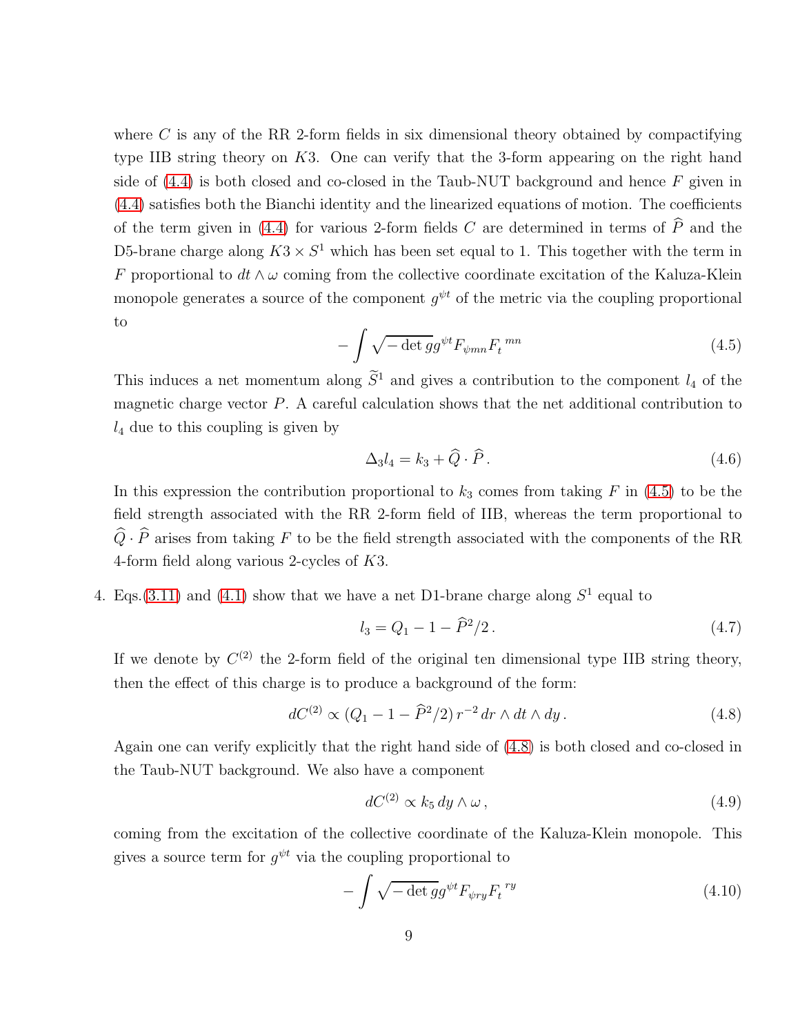where $C$ is any of the RR 2-form fields in six dimensional theory obtained by compactifying type IIB string theory on $K3$. One can verify that the 3-form appearing on the right hand side of (4.4) is both closed and co-closed in the Taub-NUT background and hence $F$ given in (4.4) satisfies both the Bianchi identity and the linearized equations of motion. The coefficients of the term given in (4.4) for various 2-form fields $C$ are determined in terms of $\widehat{P}$ and the D5-brane charge along $K3 \times S^1$ which has been set equal to 1. This together with the term in $F$ proportional to $dt \wedge \omega$ coming from the collective coordinate excitation of the Kaluza-Klein monopole generates a source of the component $g^{\psi t}$ of the metric via the coupling proportional to

$$- \int \sqrt{-\det g} g^{\psi t} F_{\psi mn} F_t{}^{mn} \tag{4.5}$$

This induces a net momentum along $\widetilde{S}^1$ and gives a contribution to the component $l_4$ of the magnetic charge vector $P$. A careful calculation shows that the net additional contribution to $l_4$ due to this coupling is given by

$$\Delta_3 l_4 = k_3 + \widehat{Q} \cdot \widehat{P} \,. \tag{4.6}$$

In this expression the contribution proportional to $k_3$ comes from taking $F$ in (4.5) to be the field strength associated with the RR 2-form field of IIB, whereas the term proportional to $\widehat{Q} \cdot \widehat{P}$ arises from taking $F$ to be the field strength associated with the components of the RR 4-form field along various 2-cycles of $K3$.

4. Eqs.(3.11) and (4.1) show that we have a net D1-brane charge along $S^1$ equal to

$$l_3 = Q_1 - 1 - \widehat{P}^2/2 \,. \tag{4.7}$$

If we denote by $C^{(2)}$ the 2-form field of the original ten dimensional type IIB string theory, then the effect of this charge is to produce a background of the form:

$$dC^{(2)} \propto (Q_1 - 1 - \widehat{P}^2/2) \, r^{-2} \, dr \wedge dt \wedge dy \,. \tag{4.8}$$

Again one can verify explicitly that the right hand side of (4.8) is both closed and co-closed in the Taub-NUT background. We also have a component

$$dC^{(2)} \propto k_5 \, dy \wedge \omega \,, \tag{4.9}$$

coming from the excitation of the collective coordinate of the Kaluza-Klein monopole. This gives a source term for $g^{\psi t}$ via the coupling proportional to

$$- \int \sqrt{-\det g} g^{\psi t} F_{\psi r y} F_t{}^{ry} \tag{4.10}$$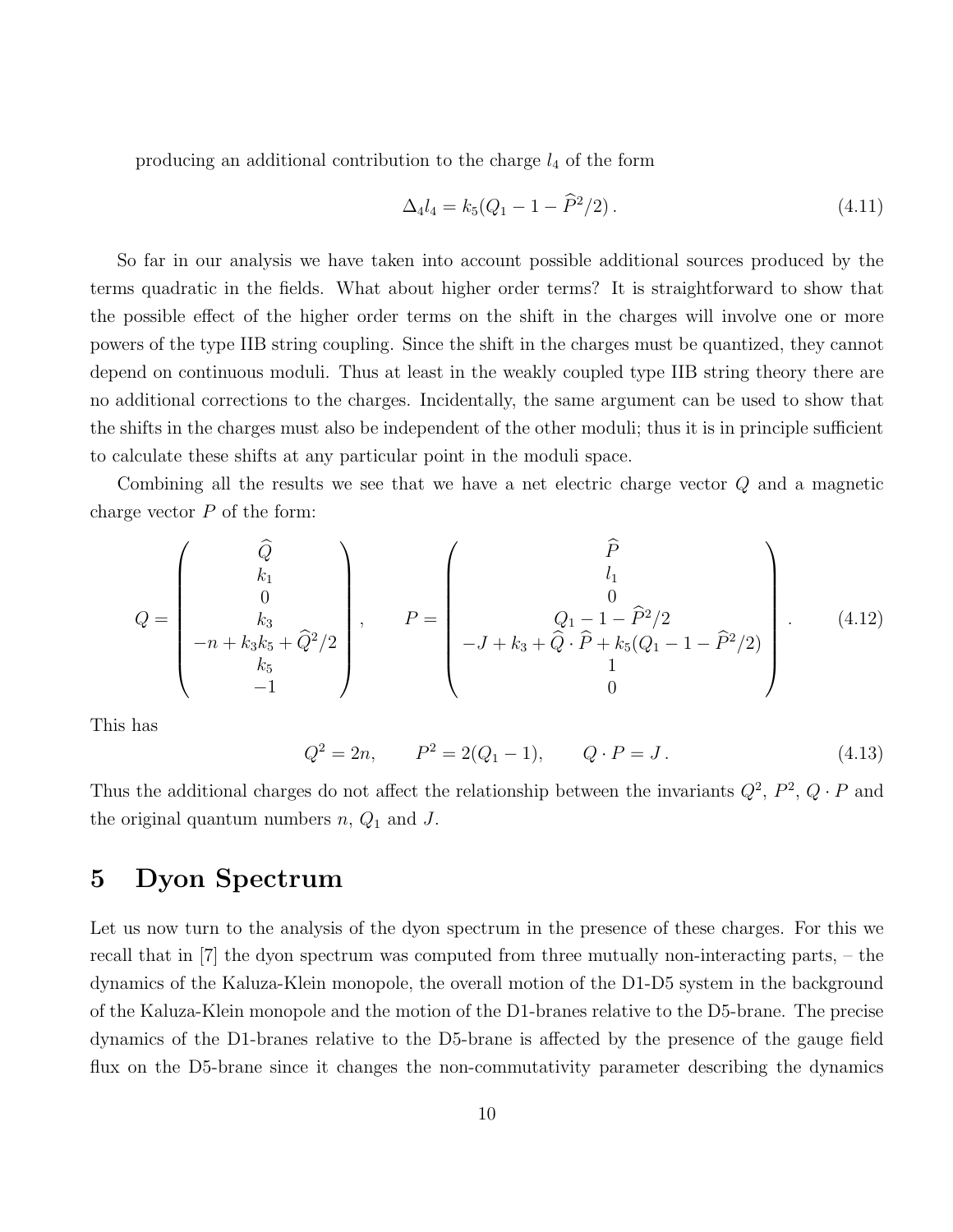producing an additional contribution to the charge $l_4$ of the form

$$\Delta_4 l_4 = k_5(Q_1 - 1 - \widehat{P}^2/2)\,. \tag{4.11}$$

So far in our analysis we have taken into account possible additional sources produced by the terms quadratic in the fields. What about higher order terms? It is straightforward to show that the possible effect of the higher order terms on the shift in the charges will involve one or more powers of the type IIB string coupling. Since the shift in the charges must be quantized, they cannot depend on continuous moduli. Thus at least in the weakly coupled type IIB string theory there are no additional corrections to the charges. Incidentally, the same argument can be used to show that the shifts in the charges must also be independent of the other moduli; thus it is in principle sufficient to calculate these shifts at any particular point in the moduli space.

Combining all the results we see that we have a net electric charge vector $Q$ and a magnetic charge vector $P$ of the form:

$$Q = \begin{pmatrix} \widehat{Q} \\ k_1 \\ 0 \\ k_3 \\ -n + k_3 k_5 + \widehat{Q}^2/2 \\ k_5 \\ -1 \end{pmatrix}, \qquad P = \begin{pmatrix} \widehat{P} \\ l_1 \\ 0 \\ Q_1 - 1 - \widehat{P}^2/2 \\ -J + k_3 + \widehat{Q}\cdot\widehat{P} + k_5(Q_1 - 1 - \widehat{P}^2/2) \\ 1 \\ 0 \end{pmatrix}. \tag{4.12}$$

This has

$$Q^2 = 2n, \qquad P^2 = 2(Q_1 - 1), \qquad Q\cdot P = J\,. \tag{4.13}$$

Thus the additional charges do not affect the relationship between the invariants $Q^2$, $P^2$, $Q\cdot P$ and the original quantum numbers $n$, $Q_1$ and $J$.

# 5 Dyon Spectrum

Let us now turn to the analysis of the dyon spectrum in the presence of these charges. For this we recall that in [7] the dyon spectrum was computed from three mutually non-interacting parts, – the dynamics of the Kaluza-Klein monopole, the overall motion of the D1-D5 system in the background of the Kaluza-Klein monopole and the motion of the D1-branes relative to the D5-brane. The precise dynamics of the D1-branes relative to the D5-brane is affected by the presence of the gauge field flux on the D5-brane since it changes the non-commutativity parameter describing the dynamics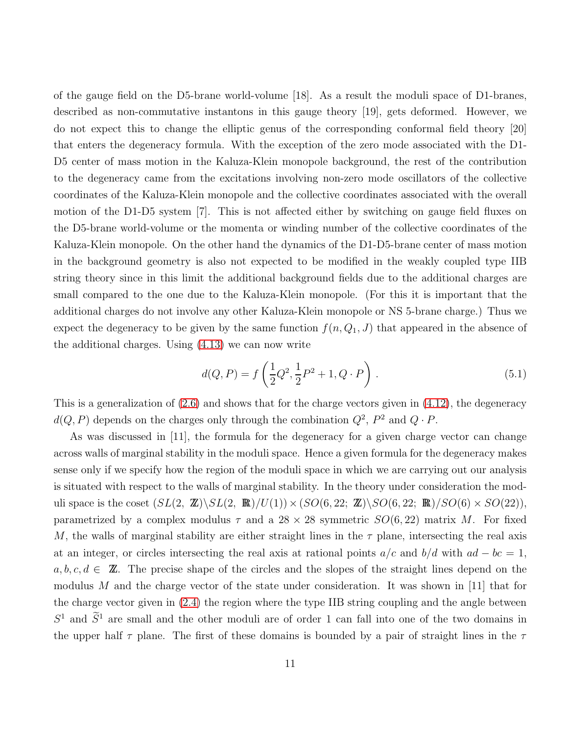of the gauge field on the D5-brane world-volume [18]. As a result the moduli space of D1-branes, described as non-commutative instantons in this gauge theory [19], gets deformed. However, we do not expect this to change the elliptic genus of the corresponding conformal field theory [20] that enters the degeneracy formula. With the exception of the zero mode associated with the D1-D5 center of mass motion in the Kaluza-Klein monopole background, the rest of the contribution to the degeneracy came from the excitations involving non-zero mode oscillators of the collective coordinates of the Kaluza-Klein monopole and the collective coordinates associated with the overall motion of the D1-D5 system [7]. This is not affected either by switching on gauge field fluxes on the D5-brane world-volume or the momenta or winding number of the collective coordinates of the Kaluza-Klein monopole. On the other hand the dynamics of the D1-D5-brane center of mass motion in the background geometry is also not expected to be modified in the weakly coupled type IIB string theory since in this limit the additional background fields due to the additional charges are small compared to the one due to the Kaluza-Klein monopole. (For this it is important that the additional charges do not involve any other Kaluza-Klein monopole or NS 5-brane charge.) Thus we expect the degeneracy to be given by the same function $f(n, Q_1, J)$ that appeared in the absence of the additional charges. Using (4.13) we can now write

$$d(Q,P) = f\left(\frac{1}{2}Q^2, \frac{1}{2}P^2 + 1, Q\cdot P\right). \tag{5.1}$$

This is a generalization of (2.6) and shows that for the charge vectors given in (4.12), the degeneracy $d(Q,P)$ depends on the charges only through the combination $Q^2$, $P^2$ and $Q \cdot P$.

As was discussed in [11], the formula for the degeneracy for a given charge vector can change across walls of marginal stability in the moduli space. Hence a given formula for the degeneracy makes sense only if we specify how the region of the moduli space in which we are carrying out our analysis is situated with respect to the walls of marginal stability. In the theory under consideration the moduli space is the coset $(SL(2,\ \mathbb{Z})\backslash SL(2,\ \mathbb{R})/U(1)) \times (SO(6,22;\ \mathbb{Z})\backslash SO(6,22;\ \mathbb{R})/SO(6)\times SO(22))$, parametrized by a complex modulus $\tau$ and a $28\times 28$ symmetric $SO(6,22)$ matrix $M$. For fixed $M$, the walls of marginal stability are either straight lines in the $\tau$ plane, intersecting the real axis at an integer, or circles intersecting the real axis at rational points $a/c$ and $b/d$ with $ad-bc=1$, $a,b,c,d \in\ \mathbb{Z}$. The precise shape of the circles and the slopes of the straight lines depend on the modulus $M$ and the charge vector of the state under consideration. It was shown in [11] that for the charge vector given in (2.4) the region where the type IIB string coupling and the angle between $S^1$ and $\widetilde{S}^1$ are small and the other moduli are of order 1 can fall into one of the two domains in the upper half $\tau$ plane. The first of these domains is bounded by a pair of straight lines in the $\tau$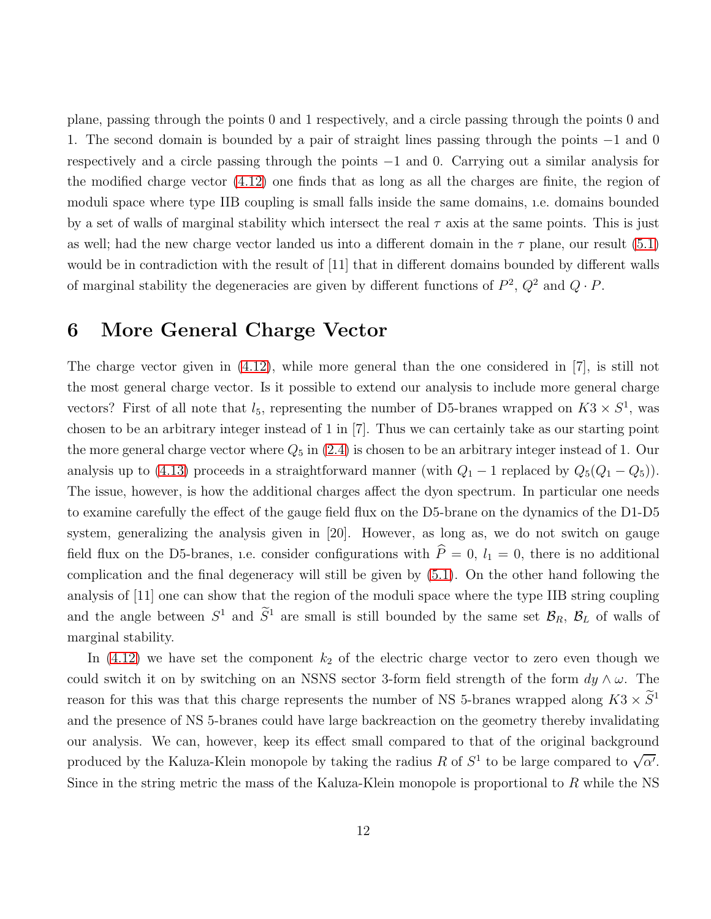plane, passing through the points 0 and 1 respectively, and a circle passing through the points 0 and 1. The second domain is bounded by a pair of straight lines passing through the points $-1$ and 0 respectively and a circle passing through the points $-1$ and 0. Carrying out a similar analysis for the modified charge vector (4.12) one finds that as long as all the charges are finite, the region of moduli space where type IIB coupling is small falls inside the same domains, i.e. domains bounded by a set of walls of marginal stability which intersect the real $\tau$ axis at the same points. This is just as well; had the new charge vector landed us into a different domain in the $\tau$ plane, our result (5.1) would be in contradiction with the result of [11] that in different domains bounded by different walls of marginal stability the degeneracies are given by different functions of $P^2$, $Q^2$ and $Q \cdot P$.

# 6 More General Charge Vector

The charge vector given in (4.12), while more general than the one considered in [7], is still not the most general charge vector. Is it possible to extend our analysis to include more general charge vectors? First of all note that $l_5$, representing the number of D5-branes wrapped on $K3 \times S^1$, was chosen to be an arbitrary integer instead of 1 in [7]. Thus we can certainly take as our starting point the more general charge vector where $Q_5$ in (2.4) is chosen to be an arbitrary integer instead of 1. Our analysis up to (4.13) proceeds in a straightforward manner (with $Q_1 - 1$ replaced by $Q_5(Q_1 - Q_5)$). The issue, however, is how the additional charges affect the dyon spectrum. In particular one needs to examine carefully the effect of the gauge field flux on the D5-brane on the dynamics of the D1-D5 system, generalizing the analysis given in [20]. However, as long as, we do not switch on gauge field flux on the D5-branes, i.e. consider configurations with $\widehat{P} = 0$, $l_1 = 0$, there is no additional complication and the final degeneracy will still be given by (5.1). On the other hand following the analysis of [11] one can show that the region of the moduli space where the type IIB string coupling and the angle between $S^1$ and $\widetilde{S}^1$ are small is still bounded by the same set $\mathcal{B}_R$, $\mathcal{B}_L$ of walls of marginal stability.

In (4.12) we have set the component $k_2$ of the electric charge vector to zero even though we could switch it on by switching on an NSNS sector 3-form field strength of the form $dy \wedge \omega$. The reason for this was that this charge represents the number of NS 5-branes wrapped along $K3 \times \widetilde{S}^1$ and the presence of NS 5-branes could have large backreaction on the geometry thereby invalidating our analysis. We can, however, keep its effect small compared to that of the original background produced by the Kaluza-Klein monopole by taking the radius $R$ of $S^1$ to be large compared to $\sqrt{\alpha'}$. Since in the string metric the mass of the Kaluza-Klein monopole is proportional to $R$ while the NS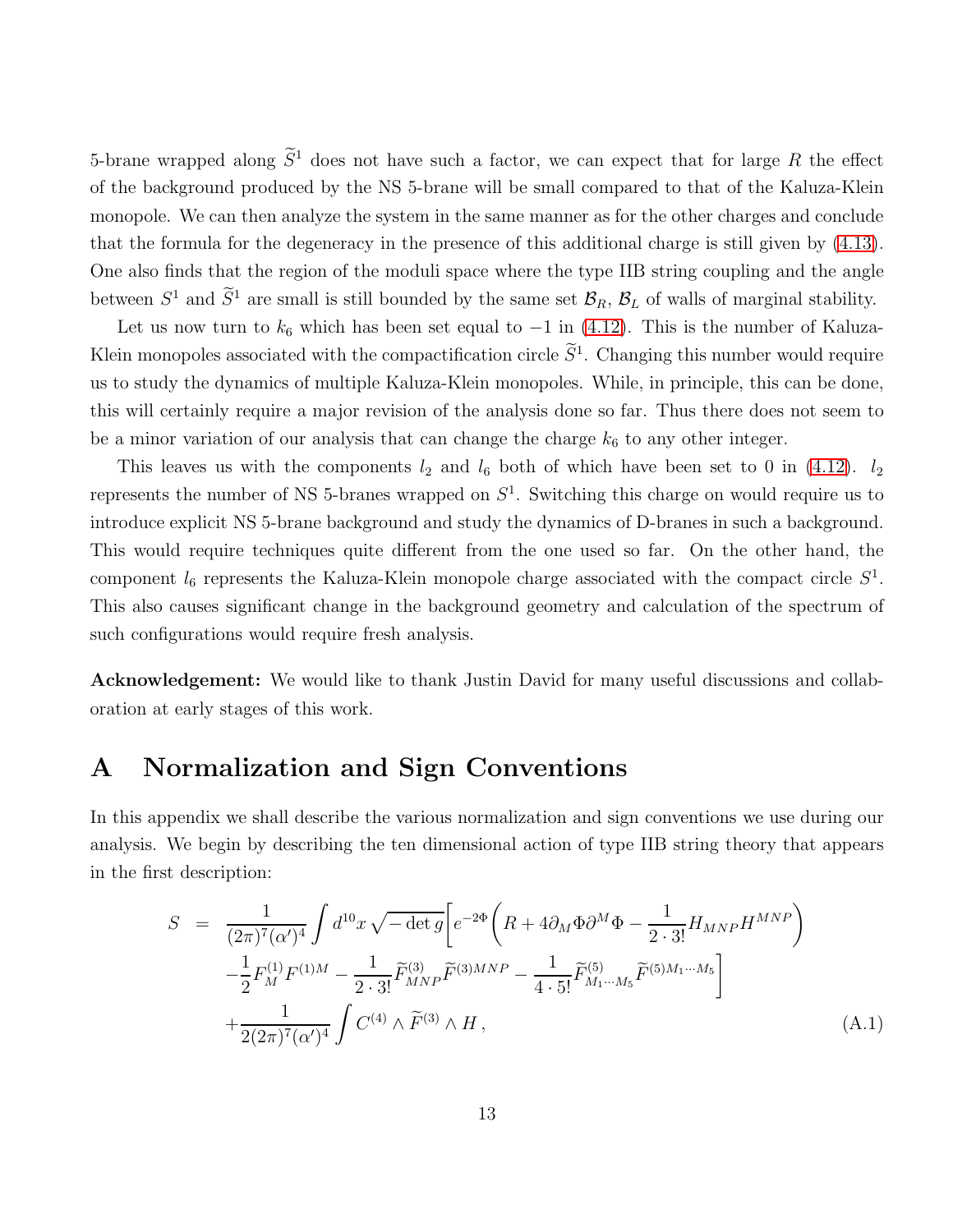5-brane wrapped along $\widetilde{S}^1$ does not have such a factor, we can expect that for large $R$ the effect of the background produced by the NS 5-brane will be small compared to that of the Kaluza-Klein monopole. We can then analyze the system in the same manner as for the other charges and conclude that the formula for the degeneracy in the presence of this additional charge is still given by (4.13). One also finds that the region of the moduli space where the type IIB string coupling and the angle between $S^1$ and $\widetilde{S}^1$ are small is still bounded by the same set $\mathcal{B}_R$, $\mathcal{B}_L$ of walls of marginal stability.

Let us now turn to $k_6$ which has been set equal to $-1$ in (4.12). This is the number of Kaluza-Klein monopoles associated with the compactification circle $\widetilde{S}^1$. Changing this number would require us to study the dynamics of multiple Kaluza-Klein monopoles. While, in principle, this can be done, this will certainly require a major revision of the analysis done so far. Thus there does not seem to be a minor variation of our analysis that can change the charge $k_6$ to any other integer.

This leaves us with the components $l_2$ and $l_6$ both of which have been set to 0 in (4.12). $l_2$ represents the number of NS 5-branes wrapped on $S^1$. Switching this charge on would require us to introduce explicit NS 5-brane background and study the dynamics of D-branes in such a background. This would require techniques quite different from the one used so far. On the other hand, the component $l_6$ represents the Kaluza-Klein monopole charge associated with the compact circle $S^1$. This also causes significant change in the background geometry and calculation of the spectrum of such configurations would require fresh analysis.

**Acknowledgement:** We would like to thank Justin David for many useful discussions and collaboration at early stages of this work.

# A Normalization and Sign Conventions

In this appendix we shall describe the various normalization and sign conventions we use during our analysis. We begin by describing the ten dimensional action of type IIB string theory that appears in the first description:

$$
\begin{aligned}
S &= \frac{1}{(2\pi)^7(\alpha')^4}\int d^{10}x\,\sqrt{-\det g}\bigg[e^{-2\Phi}\bigg(R+4\partial_M\Phi\partial^M\Phi-\frac{1}{2\cdot 3!}H_{MNP}H^{MNP}\bigg) \\
&\quad -\frac{1}{2}F^{(1)}_M F^{(1)M}-\frac{1}{2\cdot 3!}\widetilde{F}^{(3)}_{MNP}\widetilde{F}^{(3)MNP}-\frac{1}{4\cdot 5!}\widetilde{F}^{(5)}_{M_1\cdots M_5}\widetilde{F}^{(5)M_1\cdots M_5}\bigg] \\
&\quad +\frac{1}{2(2\pi)^7(\alpha')^4}\int C^{(4)}\wedge\widetilde{F}^{(3)}\wedge H\,, \qquad\qquad (A.1)
\end{aligned}
$$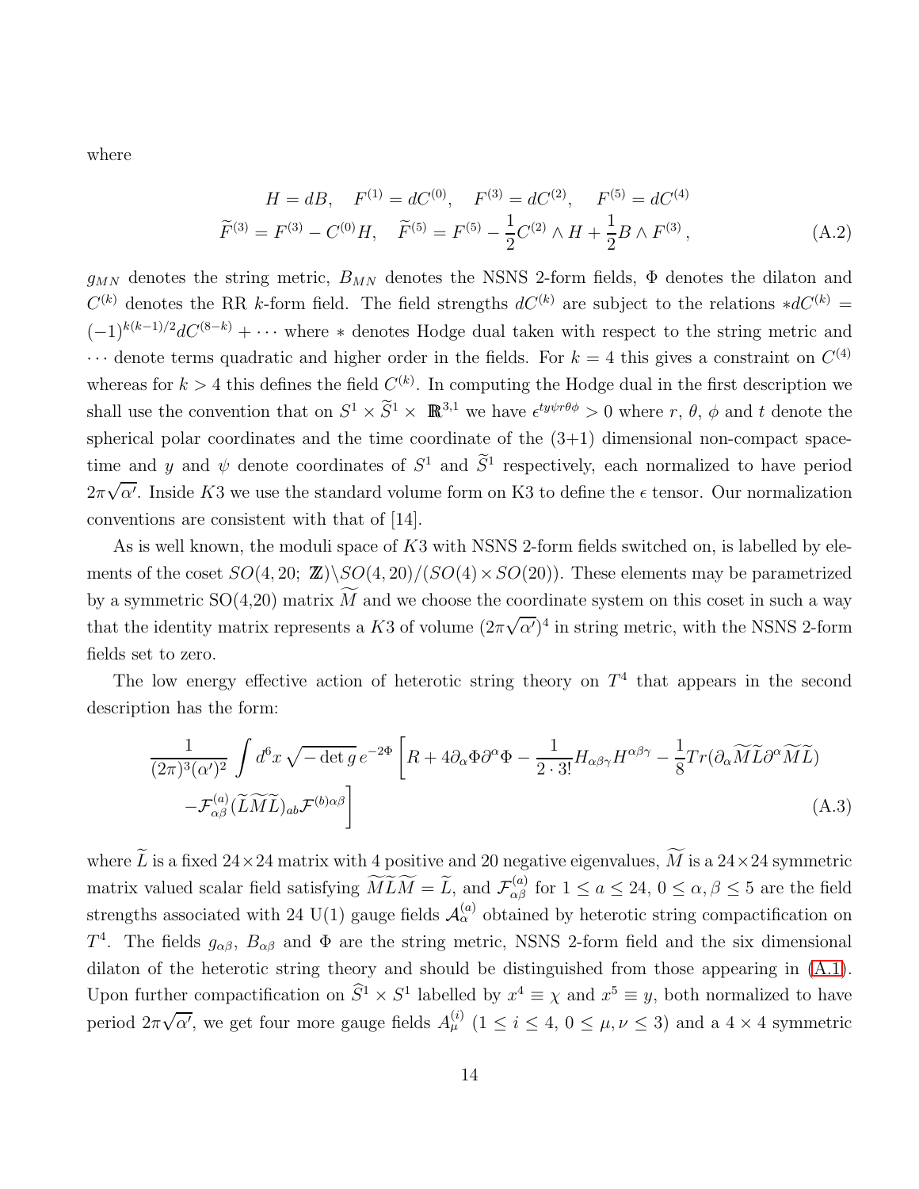where

$$
\begin{aligned}
H = dB, \quad F^{(1)} = dC^{(0)}, \quad F^{(3)} = dC^{(2)}, \quad F^{(5)} = dC^{(4)} \\
\widetilde{F}^{(3)} = F^{(3)} - C^{(0)} H, \quad \widetilde{F}^{(5)} = F^{(5)} - \frac{1}{2} C^{(2)} \wedge H + \frac{1}{2} B \wedge F^{(3)} \,,
\end{aligned}
\tag{A.2}
$$

$g_{MN}$ denotes the string metric, $B_{MN}$ denotes the NSNS 2-form fields, $\Phi$ denotes the dilaton and $C^{(k)}$ denotes the RR $k$-form field. The field strengths $dC^{(k)}$ are subject to the relations $*dC^{(k)} = (-1)^{k(k-1)/2} dC^{(8-k)} + \cdots$ where $*$ denotes Hodge dual taken with respect to the string metric and $\cdots$ denote terms quadratic and higher order in the fields. For $k = 4$ this gives a constraint on $C^{(4)}$ whereas for $k > 4$ this defines the field $C^{(k)}$. In computing the Hodge dual in the first description we shall use the convention that on $S^1 \times \widetilde{S}^1 \times \mathbb{R}^{3,1}$ we have $\epsilon^{ty\psi r\theta\phi} > 0$ where $r$, $\theta$, $\phi$ and $t$ denote the spherical polar coordinates and the time coordinate of the (3+1) dimensional non-compact space-time and $y$ and $\psi$ denote coordinates of $S^1$ and $\widetilde{S}^1$ respectively, each normalized to have period $2\pi\sqrt{\alpha'}$. Inside $K3$ we use the standard volume form on K3 to define the $\epsilon$ tensor. Our normalization conventions are consistent with that of [14].

As is well known, the moduli space of $K3$ with NSNS 2-form fields switched on, is labelled by elements of the coset $SO(4,20;\,\mathbb{Z})\backslash SO(4,20)/(SO(4)\times SO(20))$. These elements may be parametrized by a symmetric SO(4,20) matrix $\widetilde{M}$ and we choose the coordinate system on this coset in such a way that the identity matrix represents a $K3$ of volume $(2\pi\sqrt{\alpha'})^4$ in string metric, with the NSNS 2-form fields set to zero.

The low energy effective action of heterotic string theory on $T^4$ that appears in the second description has the form:

$$
\begin{aligned}
\frac{1}{(2\pi)^3(\alpha')^2} \int d^6x \sqrt{-\det g}\, e^{-2\Phi} \bigg[ & R + 4\partial_\alpha \Phi \partial^\alpha \Phi - \frac{1}{2\cdot 3!} H_{\alpha\beta\gamma} H^{\alpha\beta\gamma} - \frac{1}{8} Tr(\partial_\alpha \widetilde{\widetilde{M}} \widetilde{\widetilde{L}} \partial^\alpha \widetilde{\widetilde{M}} \widetilde{\widetilde{L}}) \\
& - \mathcal{F}^{(a)}_{\alpha\beta} (\widetilde{\widetilde{L}} \widetilde{\widetilde{M}} \widetilde{\widetilde{L}})_{ab} \mathcal{F}^{(b)\alpha\beta} \bigg]
\end{aligned}
\tag{A.3}
$$

where $\widetilde{\widetilde{L}}$ is a fixed $24\times 24$ matrix with 4 positive and 20 negative eigenvalues, $\widetilde{\widetilde{M}}$ is a $24\times 24$ symmetric matrix valued scalar field satisfying $\widetilde{\widetilde{M}} \widetilde{\widetilde{L}} \widetilde{\widetilde{M}} = \widetilde{\widetilde{L}}$, and $\mathcal{F}^{(a)}_{\alpha\beta}$ for $1 \le a \le 24$, $0 \le \alpha, \beta \le 5$ are the field strengths associated with 24 U(1) gauge fields $\mathcal{A}^{(a)}_\alpha$ obtained by heterotic string compactification on $T^4$. The fields $g_{\alpha\beta}$, $B_{\alpha\beta}$ and $\Phi$ are the string metric, NSNS 2-form field and the six dimensional dilaton of the heterotic string theory and should be distinguished from those appearing in (A.1). Upon further compactification on $\widehat{S}^1 \times S^1$ labelled by $x^4 \equiv \chi$ and $x^5 \equiv y$, both normalized to have period $2\pi\sqrt{\alpha'}$, we get four more gauge fields $A^{(i)}_\mu$ ($1 \le i \le 4$, $0 \le \mu, \nu \le 3$) and a $4 \times 4$ symmetric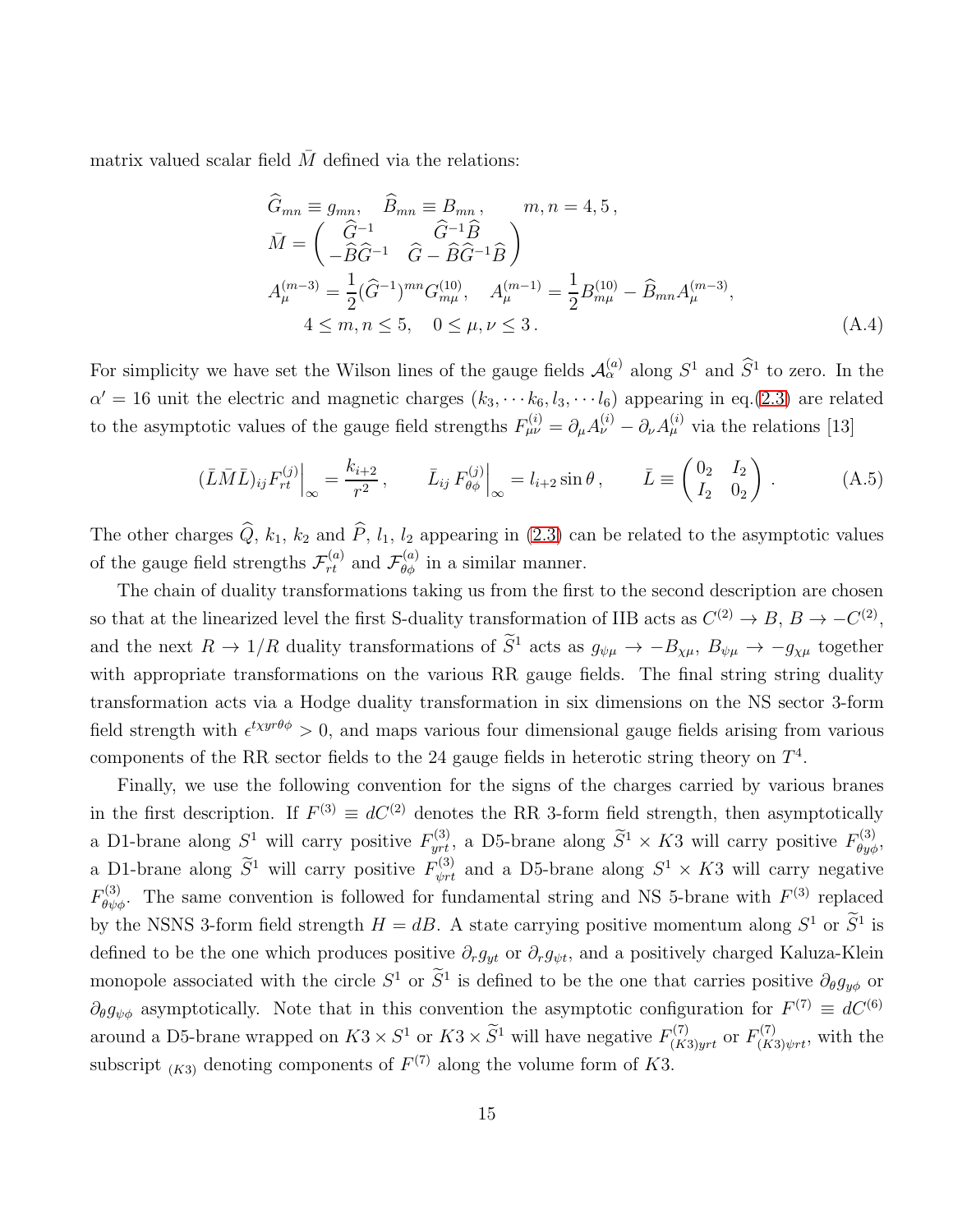matrix valued scalar field $\bar{M}$ defined via the relations:

$$
\begin{aligned}
& \widehat{G}_{mn} \equiv g_{mn}, \quad \widehat{B}_{mn} \equiv B_{mn}, \qquad m,n = 4,5\,, \\
& \bar{M} = \begin{pmatrix} \widehat{G}^{-1} & \widehat{G}^{-1}\widehat{B} \\ -\widehat{B}\widehat{G}^{-1} & \widehat{G} - \widehat{B}\widehat{G}^{-1}\widehat{B} \end{pmatrix} \\
& A^{(m-3)}_\mu = \frac{1}{2}(\widehat{G}^{-1})^{mn} G^{(10)}_{m\mu}, \quad A^{(m-1)}_\mu = \frac{1}{2} B^{(10)}_{m\mu} - \widehat{B}_{mn} A^{(m-3)}_\mu, \\
& \qquad 4 \le m,n \le 5, \quad 0 \le \mu,\nu \le 3\,.
\end{aligned} \tag{A.4}
$$

For simplicity we have set the Wilson lines of the gauge fields $\mathcal{A}^{(a)}_\alpha$ along $S^1$ and $\widehat{S}^1$ to zero. In the $\alpha' = 16$ unit the electric and magnetic charges $(k_3, \cdots k_6, l_3, \cdots l_6)$ appearing in eq.(2.3) are related to the asymptotic values of the gauge field strengths $F^{(i)}_{\mu\nu} = \partial_\mu A^{(i)}_\nu - \partial_\nu A^{(i)}_\mu$ via the relations [13]

$$
(\bar{L}\bar{M}\bar{L})_{ij} F^{(j)}_{rt}\Big|_\infty = \frac{k_{i+2}}{r^2}\,, \qquad \bar{L}_{ij}\, F^{(j)}_{\theta\phi}\Big|_\infty = l_{i+2}\sin\theta\,, \qquad \bar{L} \equiv \begin{pmatrix} 0_2 & I_2 \\ I_2 & 0_2 \end{pmatrix}\,. \tag{A.5}
$$

The other charges $\widehat{Q}$, $k_1$, $k_2$ and $\widehat{P}$, $l_1$, $l_2$ appearing in (2.3) can be related to the asymptotic values of the gauge field strengths $\mathcal{F}^{(a)}_{rt}$ and $\mathcal{F}^{(a)}_{\theta\phi}$ in a similar manner.

The chain of duality transformations taking us from the first to the second description are chosen so that at the linearized level the first S-duality transformation of IIB acts as $C^{(2)} \to B$, $B \to -C^{(2)}$, and the next $R \to 1/R$ duality transformations of $\widetilde{S}^1$ acts as $g_{\psi\mu} \to -B_{\chi\mu}$, $B_{\psi\mu} \to -g_{\chi\mu}$ together with appropriate transformations on the various RR gauge fields. The final string string duality transformation acts via a Hodge duality transformation in six dimensions on the NS sector 3-form field strength with $\epsilon^{t\chi yr\theta\phi} > 0$, and maps various four dimensional gauge fields arising from various components of the RR sector fields to the 24 gauge fields in heterotic string theory on $T^4$.

Finally, we use the following convention for the signs of the charges carried by various branes in the first description. If $F^{(3)} \equiv dC^{(2)}$ denotes the RR 3-form field strength, then asymptotically a D1-brane along $S^1$ will carry positive $F^{(3)}_{yrt}$, a D5-brane along $\widetilde{S}^1 \times K3$ will carry positive $F^{(3)}_{\theta y\phi}$, a D1-brane along $\widetilde{S}^1$ will carry positive $F^{(3)}_{\psi rt}$ and a D5-brane along $S^1 \times K3$ will carry negative $F^{(3)}_{\theta\psi\phi}$. The same convention is followed for fundamental string and NS 5-brane with $F^{(3)}$ replaced by the NSNS 3-form field strength $H = dB$. A state carrying positive momentum along $S^1$ or $\widetilde{S}^1$ is defined to be the one which produces positive $\partial_r g_{yt}$ or $\partial_r g_{\psi t}$, and a positively charged Kaluza-Klein monopole associated with the circle $S^1$ or $\widetilde{S}^1$ is defined to be the one that carries positive $\partial_\theta g_{y\phi}$ or $\partial_\theta g_{\psi\phi}$ asymptotically. Note that in this convention the asymptotic configuration for $F^{(7)} \equiv dC^{(6)}$ around a D5-brane wrapped on $K3 \times S^1$ or $K3 \times \widetilde{S}^1$ will have negative $F^{(7)}_{(K3)yrt}$ or $F^{(7)}_{(K3)\psi rt}$, with the subscript ${}_{(K3)}$ denoting components of $F^{(7)}$ along the volume form of $K3$.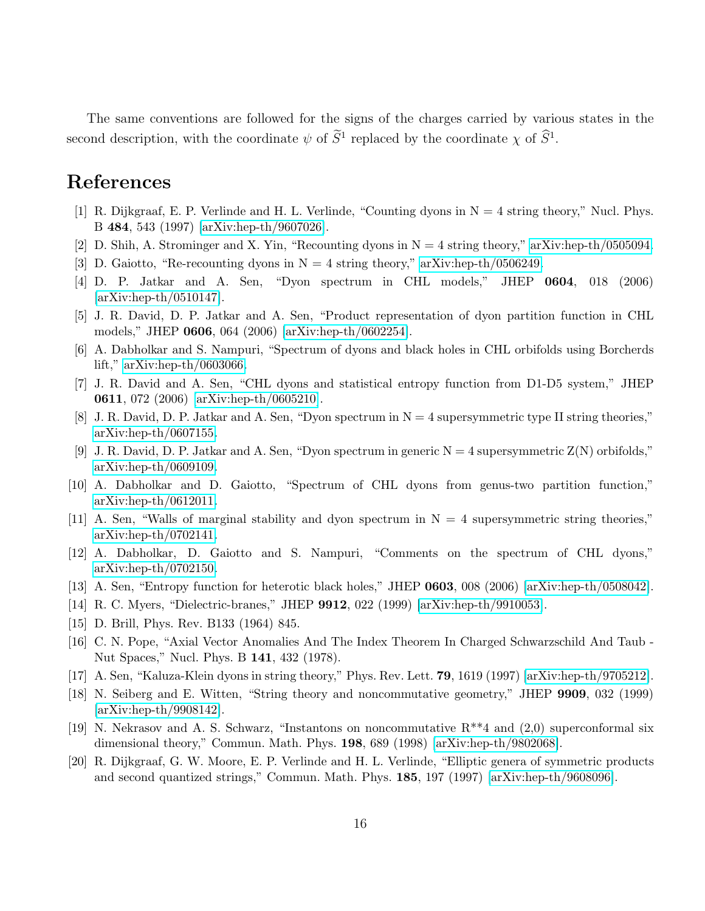The same conventions are followed for the signs of the charges carried by various states in the second description, with the coordinate $\psi$ of $\widetilde{S}^1$ replaced by the coordinate $\chi$ of $\widehat{S}^1$.

# References

[1] R. Dijkgraaf, E. P. Verlinde and H. L. Verlinde, "Counting dyons in N = 4 string theory," Nucl. Phys. B **484**, 543 (1997) [arXiv:hep-th/9607026].

[2] D. Shih, A. Strominger and X. Yin, "Recounting dyons in N = 4 string theory," arXiv:hep-th/0505094.

[3] D. Gaiotto, "Re-recounting dyons in N = 4 string theory," arXiv:hep-th/0506249.

[4] D. P. Jatkar and A. Sen, "Dyon spectrum in CHL models," JHEP **0604**, 018 (2006) [arXiv:hep-th/0510147].

[5] J. R. David, D. P. Jatkar and A. Sen, "Product representation of dyon partition function in CHL models," JHEP **0606**, 064 (2006) [arXiv:hep-th/0602254].

[6] A. Dabholkar and S. Nampuri, "Spectrum of dyons and black holes in CHL orbifolds using Borcherds lift," arXiv:hep-th/0603066.

[7] J. R. David and A. Sen, "CHL dyons and statistical entropy function from D1-D5 system," JHEP **0611**, 072 (2006) [arXiv:hep-th/0605210].

[8] J. R. David, D. P. Jatkar and A. Sen, "Dyon spectrum in N = 4 supersymmetric type II string theories," arXiv:hep-th/0607155.

[9] J. R. David, D. P. Jatkar and A. Sen, "Dyon spectrum in generic N = 4 supersymmetric Z(N) orbifolds," arXiv:hep-th/0609109.

[10] A. Dabholkar and D. Gaiotto, "Spectrum of CHL dyons from genus-two partition function," arXiv:hep-th/0612011.

[11] A. Sen, "Walls of marginal stability and dyon spectrum in N = 4 supersymmetric string theories," arXiv:hep-th/0702141.

[12] A. Dabholkar, D. Gaiotto and S. Nampuri, "Comments on the spectrum of CHL dyons," arXiv:hep-th/0702150.

[13] A. Sen, "Entropy function for heterotic black holes," JHEP **0603**, 008 (2006) [arXiv:hep-th/0508042].

[14] R. C. Myers, "Dielectric-branes," JHEP **9912**, 022 (1999) [arXiv:hep-th/9910053].

[15] D. Brill, Phys. Rev. B133 (1964) 845.

[16] C. N. Pope, "Axial Vector Anomalies And The Index Theorem In Charged Schwarzschild And Taub - Nut Spaces," Nucl. Phys. B **141**, 432 (1978).

[17] A. Sen, "Kaluza-Klein dyons in string theory," Phys. Rev. Lett. **79**, 1619 (1997) [arXiv:hep-th/9705212].

[18] N. Seiberg and E. Witten, "String theory and noncommutative geometry," JHEP **9909**, 032 (1999) [arXiv:hep-th/9908142].

[19] N. Nekrasov and A. S. Schwarz, "Instantons on noncommutative R**4 and (2,0) superconformal six dimensional theory," Commun. Math. Phys. **198**, 689 (1998) [arXiv:hep-th/9802068].

[20] R. Dijkgraaf, G. W. Moore, E. P. Verlinde and H. L. Verlinde, "Elliptic genera of symmetric products and second quantized strings," Commun. Math. Phys. **185**, 197 (1997) [arXiv:hep-th/9608096].